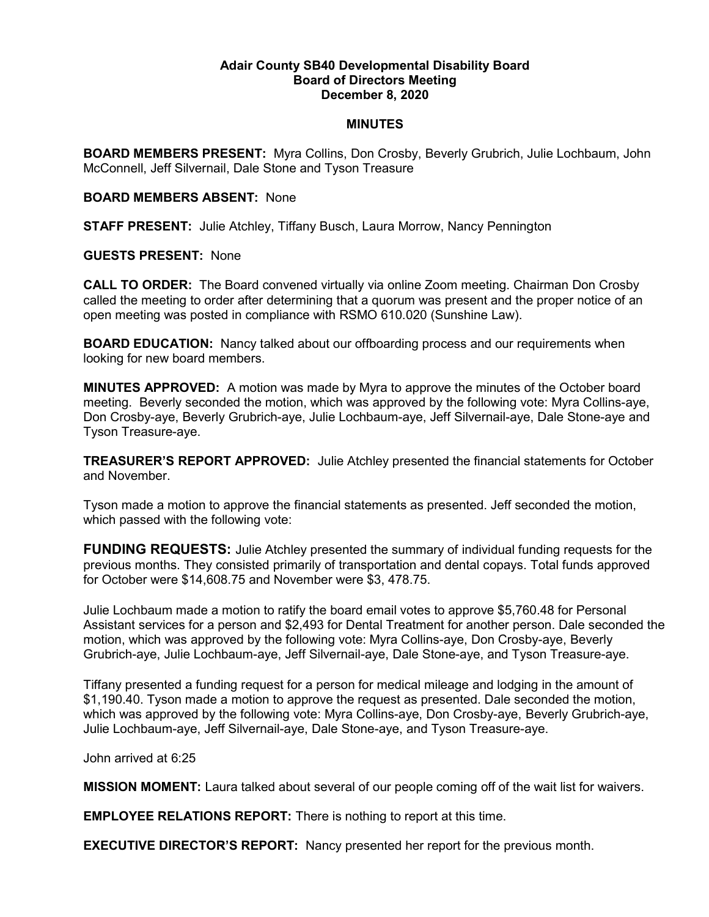**Adair County SB40 Developmental Disability Board**
**Board of Directors Meeting**
**December 8, 2020**

**MINUTES**

**BOARD MEMBERS PRESENT:** Myra Collins, Don Crosby, Beverly Grubrich, Julie Lochbaum, John McConnell, Jeff Silvernail, Dale Stone and Tyson Treasure

**BOARD MEMBERS ABSENT:** None

**STAFF PRESENT:** Julie Atchley, Tiffany Busch, Laura Morrow, Nancy Pennington

**GUESTS PRESENT:** None

**CALL TO ORDER:** The Board convened virtually via online Zoom meeting. Chairman Don Crosby called the meeting to order after determining that a quorum was present and the proper notice of an open meeting was posted in compliance with RSMO 610.020 (Sunshine Law).

**BOARD EDUCATION:** Nancy talked about our offboarding process and our requirements when looking for new board members.

**MINUTES APPROVED:** A motion was made by Myra to approve the minutes of the October board meeting. Beverly seconded the motion, which was approved by the following vote: Myra Collins-aye, Don Crosby-aye, Beverly Grubrich-aye, Julie Lochbaum-aye, Jeff Silvernail-aye, Dale Stone-aye and Tyson Treasure-aye.

**TREASURER'S REPORT APPROVED:** Julie Atchley presented the financial statements for October and November.

Tyson made a motion to approve the financial statements as presented. Jeff seconded the motion, which passed with the following vote:

**FUNDING REQUESTS:** Julie Atchley presented the summary of individual funding requests for the previous months. They consisted primarily of transportation and dental copays. Total funds approved for October were $14,608.75 and November were $3, 478.75.

Julie Lochbaum made a motion to ratify the board email votes to approve $5,760.48 for Personal Assistant services for a person and $2,493 for Dental Treatment for another person. Dale seconded the motion, which was approved by the following vote: Myra Collins-aye, Don Crosby-aye, Beverly Grubrich-aye, Julie Lochbaum-aye, Jeff Silvernail-aye, Dale Stone-aye, and Tyson Treasure-aye.

Tiffany presented a funding request for a person for medical mileage and lodging in the amount of $1,190.40. Tyson made a motion to approve the request as presented. Dale seconded the motion, which was approved by the following vote: Myra Collins-aye, Don Crosby-aye, Beverly Grubrich-aye, Julie Lochbaum-aye, Jeff Silvernail-aye, Dale Stone-aye, and Tyson Treasure-aye.

John arrived at 6:25

**MISSION MOMENT:** Laura talked about several of our people coming off of the wait list for waivers.

**EMPLOYEE RELATIONS REPORT:** There is nothing to report at this time.

**EXECUTIVE DIRECTOR'S REPORT:** Nancy presented her report for the previous month.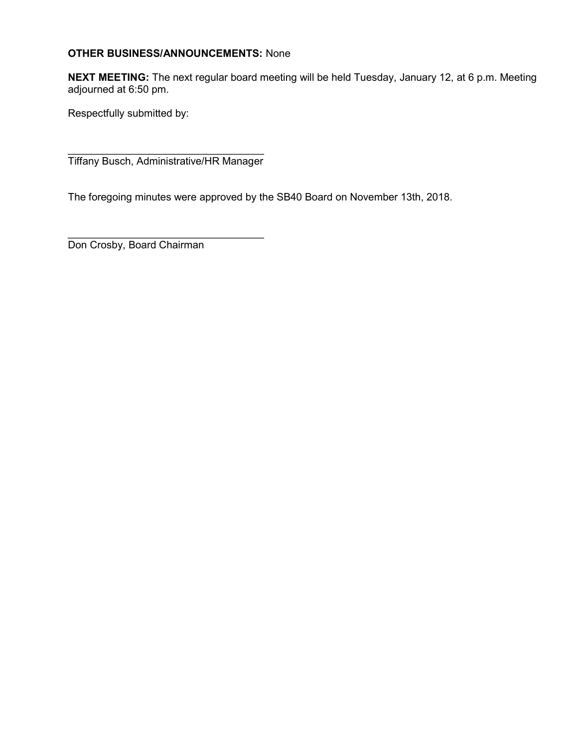**OTHER BUSINESS/ANNOUNCEMENTS:** None

**NEXT MEETING:** The next regular board meeting will be held Tuesday, January 12, at 6 p.m. Meeting adjourned at 6:50 pm.

Respectfully submitted by:

___________________________________
Tiffany Busch, Administrative/HR Manager

The foregoing minutes were approved by the SB40 Board on November 13th, 2018.

___________________________________
Don Crosby, Board Chairman